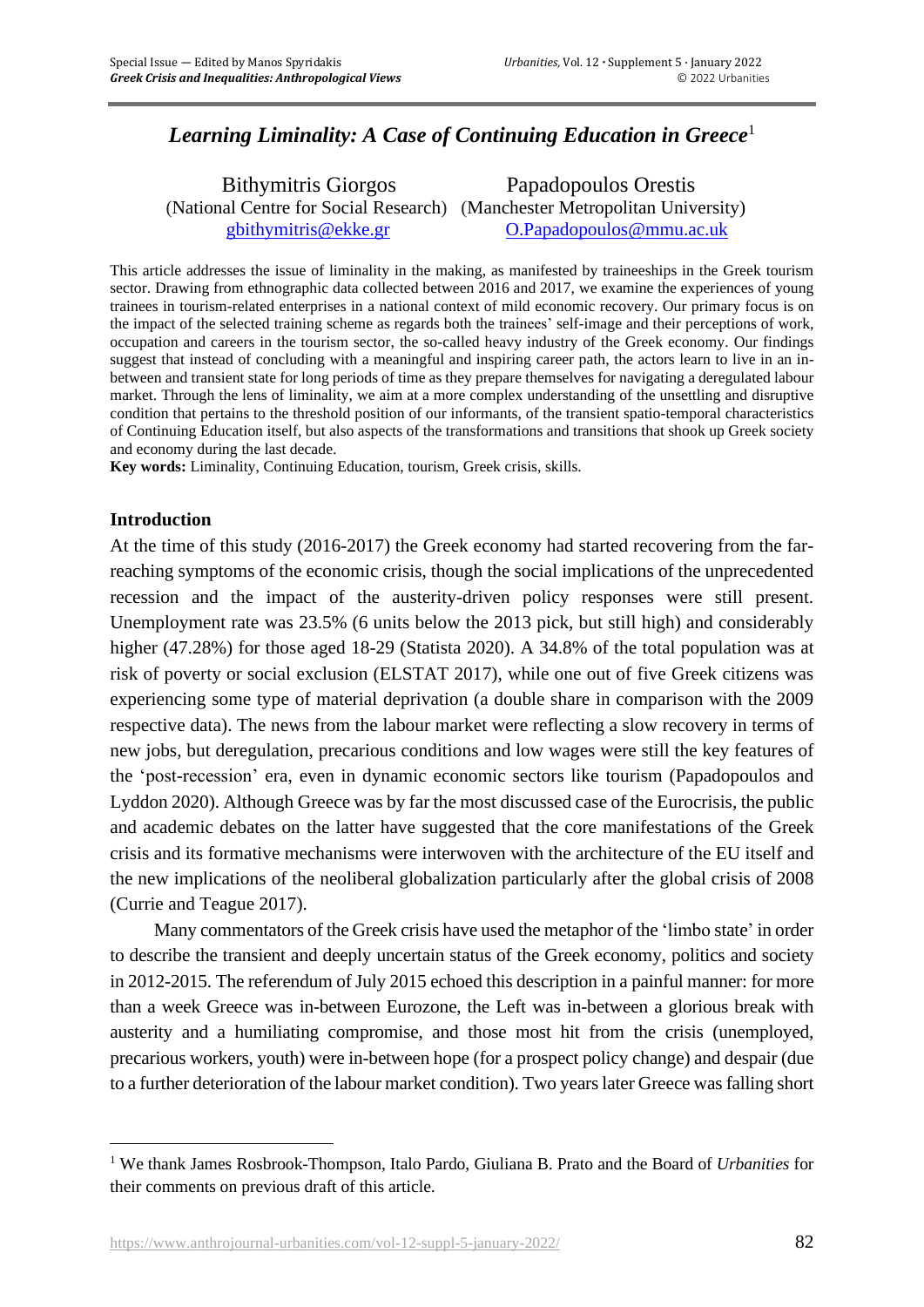# *Learning Liminality: A Case of Continuing Education in Greece*[1]

Bithymitris Giorgos
(National Centre for Social Research)
gbithymitris@ekke.gr

Papadopoulos Orestis
(Manchester Metropolitan University)
O.Papadopoulos@mmu.ac.uk

This article addresses the issue of liminality in the making, as manifested by traineeships in the Greek tourism sector. Drawing from ethnographic data collected between 2016 and 2017, we examine the experiences of young trainees in tourism-related enterprises in a national context of mild economic recovery. Our primary focus is on the impact of the selected training scheme as regards both the trainees' self-image and their perceptions of work, occupation and careers in the tourism sector, the so-called heavy industry of the Greek economy. Our findings suggest that instead of concluding with a meaningful and inspiring career path, the actors learn to live in an in-between and transient state for long periods of time as they prepare themselves for navigating a deregulated labour market. Through the lens of liminality, we aim at a more complex understanding of the unsettling and disruptive condition that pertains to the threshold position of our informants, of the transient spatio-temporal characteristics of Continuing Education itself, but also aspects of the transformations and transitions that shook up Greek society and economy during the last decade.

**Key words:** Liminality, Continuing Education, tourism, Greek crisis, skills.

## Introduction

At the time of this study (2016-2017) the Greek economy had started recovering from the far-reaching symptoms of the economic crisis, though the social implications of the unprecedented recession and the impact of the austerity-driven policy responses were still present. Unemployment rate was 23.5% (6 units below the 2013 pick, but still high) and considerably higher (47.28%) for those aged 18-29 (Statista 2020). A 34.8% of the total population was at risk of poverty or social exclusion (ELSTAT 2017), while one out of five Greek citizens was experiencing some type of material deprivation (a double share in comparison with the 2009 respective data). The news from the labour market were reflecting a slow recovery in terms of new jobs, but deregulation, precarious conditions and low wages were still the key features of the 'post-recession' era, even in dynamic economic sectors like tourism (Papadopoulos and Lyddon 2020). Although Greece was by far the most discussed case of the Eurocrisis, the public and academic debates on the latter have suggested that the core manifestations of the Greek crisis and its formative mechanisms were interwoven with the architecture of the EU itself and the new implications of the neoliberal globalization particularly after the global crisis of 2008 (Currie and Teague 2017).

Many commentators of the Greek crisis have used the metaphor of the 'limbo state' in order to describe the transient and deeply uncertain status of the Greek economy, politics and society in 2012-2015. The referendum of July 2015 echoed this description in a painful manner: for more than a week Greece was in-between Eurozone, the Left was in-between a glorious break with austerity and a humiliating compromise, and those most hit from the crisis (unemployed, precarious workers, youth) were in-between hope (for a prospect policy change) and despair (due to a further deterioration of the labour market condition). Two years later Greece was falling short

[1] We thank James Rosbrook-Thompson, Italo Pardo, Giuliana B. Prato and the Board of *Urbanities* for their comments on previous draft of this article.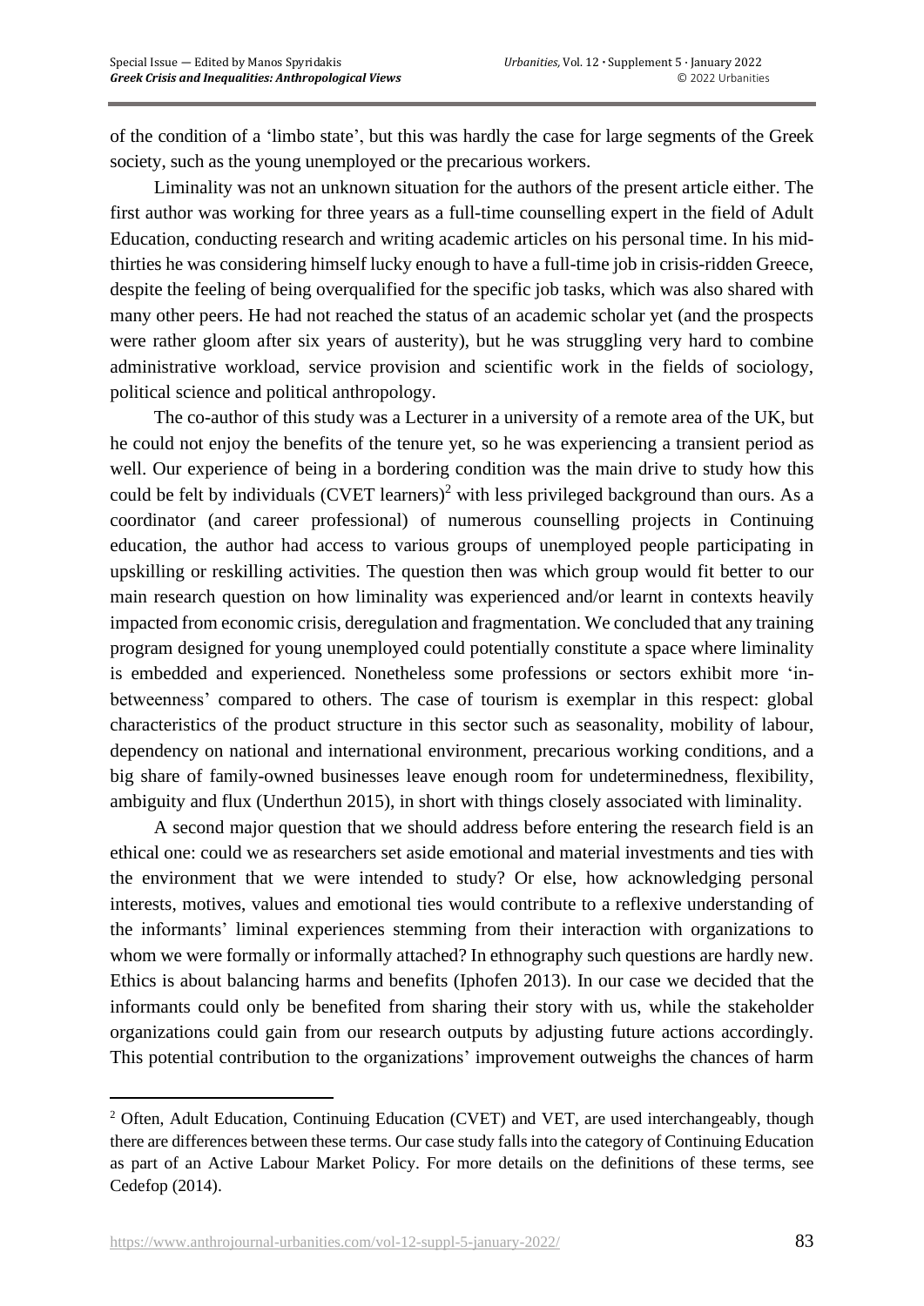of the condition of a 'limbo state', but this was hardly the case for large segments of the Greek society, such as the young unemployed or the precarious workers.

Liminality was not an unknown situation for the authors of the present article either. The first author was working for three years as a full-time counselling expert in the field of Adult Education, conducting research and writing academic articles on his personal time. In his mid-thirties he was considering himself lucky enough to have a full-time job in crisis-ridden Greece, despite the feeling of being overqualified for the specific job tasks, which was also shared with many other peers. He had not reached the status of an academic scholar yet (and the prospects were rather gloom after six years of austerity), but he was struggling very hard to combine administrative workload, service provision and scientific work in the fields of sociology, political science and political anthropology.

The co-author of this study was a Lecturer in a university of a remote area of the UK, but he could not enjoy the benefits of the tenure yet, so he was experiencing a transient period as well. Our experience of being in a bordering condition was the main drive to study how this could be felt by individuals (CVET learners)[2] with less privileged background than ours. As a coordinator (and career professional) of numerous counselling projects in Continuing education, the author had access to various groups of unemployed people participating in upskilling or reskilling activities. The question then was which group would fit better to our main research question on how liminality was experienced and/or learnt in contexts heavily impacted from economic crisis, deregulation and fragmentation. We concluded that any training program designed for young unemployed could potentially constitute a space where liminality is embedded and experienced. Nonetheless some professions or sectors exhibit more 'in-betweenness' compared to others. The case of tourism is exemplar in this respect: global characteristics of the product structure in this sector such as seasonality, mobility of labour, dependency on national and international environment, precarious working conditions, and a big share of family-owned businesses leave enough room for undeterminedness, flexibility, ambiguity and flux (Underthun 2015), in short with things closely associated with liminality.

A second major question that we should address before entering the research field is an ethical one: could we as researchers set aside emotional and material investments and ties with the environment that we were intended to study? Or else, how acknowledging personal interests, motives, values and emotional ties would contribute to a reflexive understanding of the informants' liminal experiences stemming from their interaction with organizations to whom we were formally or informally attached? In ethnography such questions are hardly new. Ethics is about balancing harms and benefits (Iphofen 2013). In our case we decided that the informants could only be benefited from sharing their story with us, while the stakeholder organizations could gain from our research outputs by adjusting future actions accordingly. This potential contribution to the organizations' improvement outweighs the chances of harm

[2] Often, Adult Education, Continuing Education (CVET) and VET, are used interchangeably, though there are differences between these terms. Our case study falls into the category of Continuing Education as part of an Active Labour Market Policy. For more details on the definitions of these terms, see Cedefop (2014).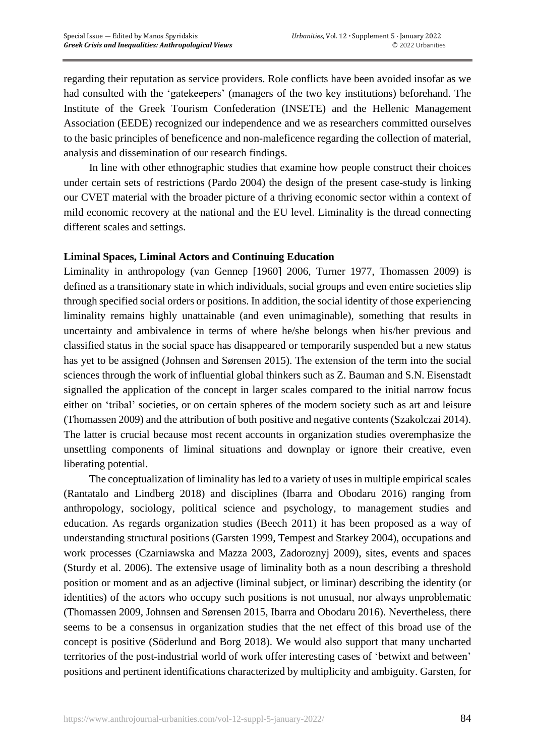regarding their reputation as service providers. Role conflicts have been avoided insofar as we had consulted with the 'gatekeepers' (managers of the two key institutions) beforehand. The Institute of the Greek Tourism Confederation (INSETE) and the Hellenic Management Association (EEDE) recognized our independence and we as researchers committed ourselves to the basic principles of beneficence and non-maleficence regarding the collection of material, analysis and dissemination of our research findings.

In line with other ethnographic studies that examine how people construct their choices under certain sets of restrictions (Pardo 2004) the design of the present case-study is linking our CVET material with the broader picture of a thriving economic sector within a context of mild economic recovery at the national and the EU level. Liminality is the thread connecting different scales and settings.

**Liminal Spaces, Liminal Actors and Continuing Education**

Liminality in anthropology (van Gennep [1960] 2006, Turner 1977, Thomassen 2009) is defined as a transitionary state in which individuals, social groups and even entire societies slip through specified social orders or positions. In addition, the social identity of those experiencing liminality remains highly unattainable (and even unimaginable), something that results in uncertainty and ambivalence in terms of where he/she belongs when his/her previous and classified status in the social space has disappeared or temporarily suspended but a new status has yet to be assigned (Johnsen and Sørensen 2015). The extension of the term into the social sciences through the work of influential global thinkers such as Z. Bauman and S.N. Eisenstadt signalled the application of the concept in larger scales compared to the initial narrow focus either on 'tribal' societies, or on certain spheres of the modern society such as art and leisure (Thomassen 2009) and the attribution of both positive and negative contents (Szakolczai 2014). The latter is crucial because most recent accounts in organization studies overemphasize the unsettling components of liminal situations and downplay or ignore their creative, even liberating potential.

The conceptualization of liminality has led to a variety of uses in multiple empirical scales (Rantatalo and Lindberg 2018) and disciplines (Ibarra and Obodaru 2016) ranging from anthropology, sociology, political science and psychology, to management studies and education. As regards organization studies (Beech 2011) it has been proposed as a way of understanding structural positions (Garsten 1999, Tempest and Starkey 2004), occupations and work processes (Czarniawska and Mazza 2003, Zadoroznyj 2009), sites, events and spaces (Sturdy et al. 2006). The extensive usage of liminality both as a noun describing a threshold position or moment and as an adjective (liminal subject, or liminar) describing the identity (or identities) of the actors who occupy such positions is not unusual, nor always unproblematic (Thomassen 2009, Johnsen and Sørensen 2015, Ibarra and Obodaru 2016). Nevertheless, there seems to be a consensus in organization studies that the net effect of this broad use of the concept is positive (Söderlund and Borg 2018). We would also support that many uncharted territories of the post-industrial world of work offer interesting cases of 'betwixt and between' positions and pertinent identifications characterized by multiplicity and ambiguity. Garsten, for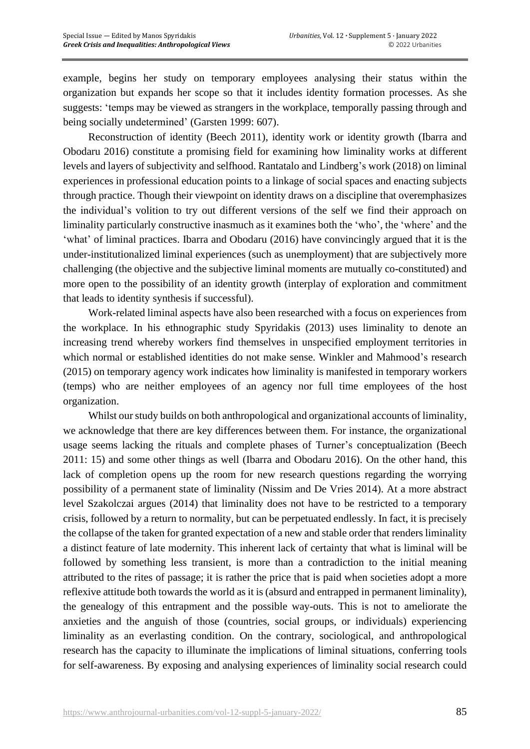example, begins her study on temporary employees analysing their status within the organization but expands her scope so that it includes identity formation processes. As she suggests: 'temps may be viewed as strangers in the workplace, temporally passing through and being socially undetermined' (Garsten 1999: 607).

Reconstruction of identity (Beech 2011), identity work or identity growth (Ibarra and Obodaru 2016) constitute a promising field for examining how liminality works at different levels and layers of subjectivity and selfhood. Rantatalo and Lindberg's work (2018) on liminal experiences in professional education points to a linkage of social spaces and enacting subjects through practice. Though their viewpoint on identity draws on a discipline that overemphasizes the individual's volition to try out different versions of the self we find their approach on liminality particularly constructive inasmuch as it examines both the 'who', the 'where' and the 'what' of liminal practices. Ibarra and Obodaru (2016) have convincingly argued that it is the under-institutionalized liminal experiences (such as unemployment) that are subjectively more challenging (the objective and the subjective liminal moments are mutually co-constituted) and more open to the possibility of an identity growth (interplay of exploration and commitment that leads to identity synthesis if successful).

Work-related liminal aspects have also been researched with a focus on experiences from the workplace. In his ethnographic study Spyridakis (2013) uses liminality to denote an increasing trend whereby workers find themselves in unspecified employment territories in which normal or established identities do not make sense. Winkler and Mahmood's research (2015) on temporary agency work indicates how liminality is manifested in temporary workers (temps) who are neither employees of an agency nor full time employees of the host organization.

Whilst our study builds on both anthropological and organizational accounts of liminality, we acknowledge that there are key differences between them. For instance, the organizational usage seems lacking the rituals and complete phases of Turner's conceptualization (Beech 2011: 15) and some other things as well (Ibarra and Obodaru 2016). On the other hand, this lack of completion opens up the room for new research questions regarding the worrying possibility of a permanent state of liminality (Nissim and De Vries 2014). At a more abstract level Szakolczai argues (2014) that liminality does not have to be restricted to a temporary crisis, followed by a return to normality, but can be perpetuated endlessly. In fact, it is precisely the collapse of the taken for granted expectation of a new and stable order that renders liminality a distinct feature of late modernity. This inherent lack of certainty that what is liminal will be followed by something less transient, is more than a contradiction to the initial meaning attributed to the rites of passage; it is rather the price that is paid when societies adopt a more reflexive attitude both towards the world as it is (absurd and entrapped in permanent liminality), the genealogy of this entrapment and the possible way-outs. This is not to ameliorate the anxieties and the anguish of those (countries, social groups, or individuals) experiencing liminality as an everlasting condition. On the contrary, sociological, and anthropological research has the capacity to illuminate the implications of liminal situations, conferring tools for self-awareness. By exposing and analysing experiences of liminality social research could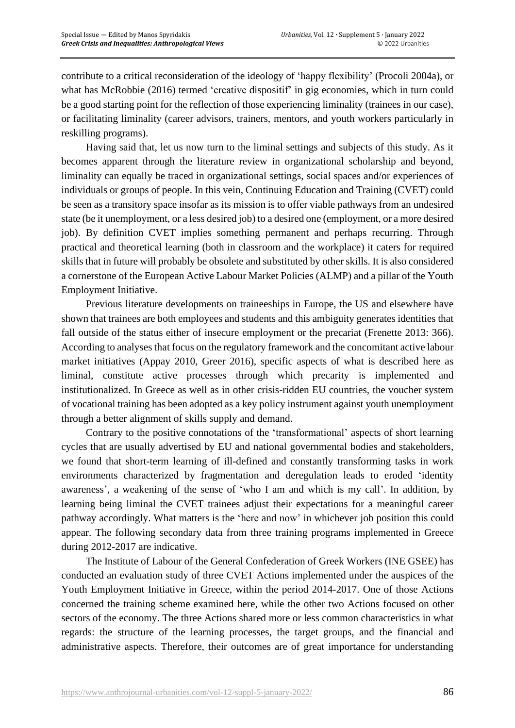contribute to a critical reconsideration of the ideology of 'happy flexibility' (Procoli 2004a), or what has McRobbie (2016) termed 'creative dispositif' in gig economies, which in turn could be a good starting point for the reflection of those experiencing liminality (trainees in our case), or facilitating liminality (career advisors, trainers, mentors, and youth workers particularly in reskilling programs).

Having said that, let us now turn to the liminal settings and subjects of this study. As it becomes apparent through the literature review in organizational scholarship and beyond, liminality can equally be traced in organizational settings, social spaces and/or experiences of individuals or groups of people. In this vein, Continuing Education and Training (CVET) could be seen as a transitory space insofar as its mission is to offer viable pathways from an undesired state (be it unemployment, or a less desired job) to a desired one (employment, or a more desired job). By definition CVET implies something permanent and perhaps recurring. Through practical and theoretical learning (both in classroom and the workplace) it caters for required skills that in future will probably be obsolete and substituted by other skills. It is also considered a cornerstone of the European Active Labour Market Policies (ALMP) and a pillar of the Youth Employment Initiative.

Previous literature developments on traineeships in Europe, the US and elsewhere have shown that trainees are both employees and students and this ambiguity generates identities that fall outside of the status either of insecure employment or the precariat (Frenette 2013: 366). According to analyses that focus on the regulatory framework and the concomitant active labour market initiatives (Appay 2010, Greer 2016), specific aspects of what is described here as liminal, constitute active processes through which precarity is implemented and institutionalized. In Greece as well as in other crisis-ridden EU countries, the voucher system of vocational training has been adopted as a key policy instrument against youth unemployment through a better alignment of skills supply and demand.

Contrary to the positive connotations of the 'transformational' aspects of short learning cycles that are usually advertised by EU and national governmental bodies and stakeholders, we found that short-term learning of ill-defined and constantly transforming tasks in work environments characterized by fragmentation and deregulation leads to eroded 'identity awareness', a weakening of the sense of 'who I am and which is my call'. In addition, by learning being liminal the CVET trainees adjust their expectations for a meaningful career pathway accordingly. What matters is the 'here and now' in whichever job position this could appear. The following secondary data from three training programs implemented in Greece during 2012-2017 are indicative.

The Institute of Labour of the General Confederation of Greek Workers (INE GSEE) has conducted an evaluation study of three CVET Actions implemented under the auspices of the Youth Employment Initiative in Greece, within the period 2014-2017. One of those Actions concerned the training scheme examined here, while the other two Actions focused on other sectors of the economy. The three Actions shared more or less common characteristics in what regards: the structure of the learning processes, the target groups, and the financial and administrative aspects. Therefore, their outcomes are of great importance for understanding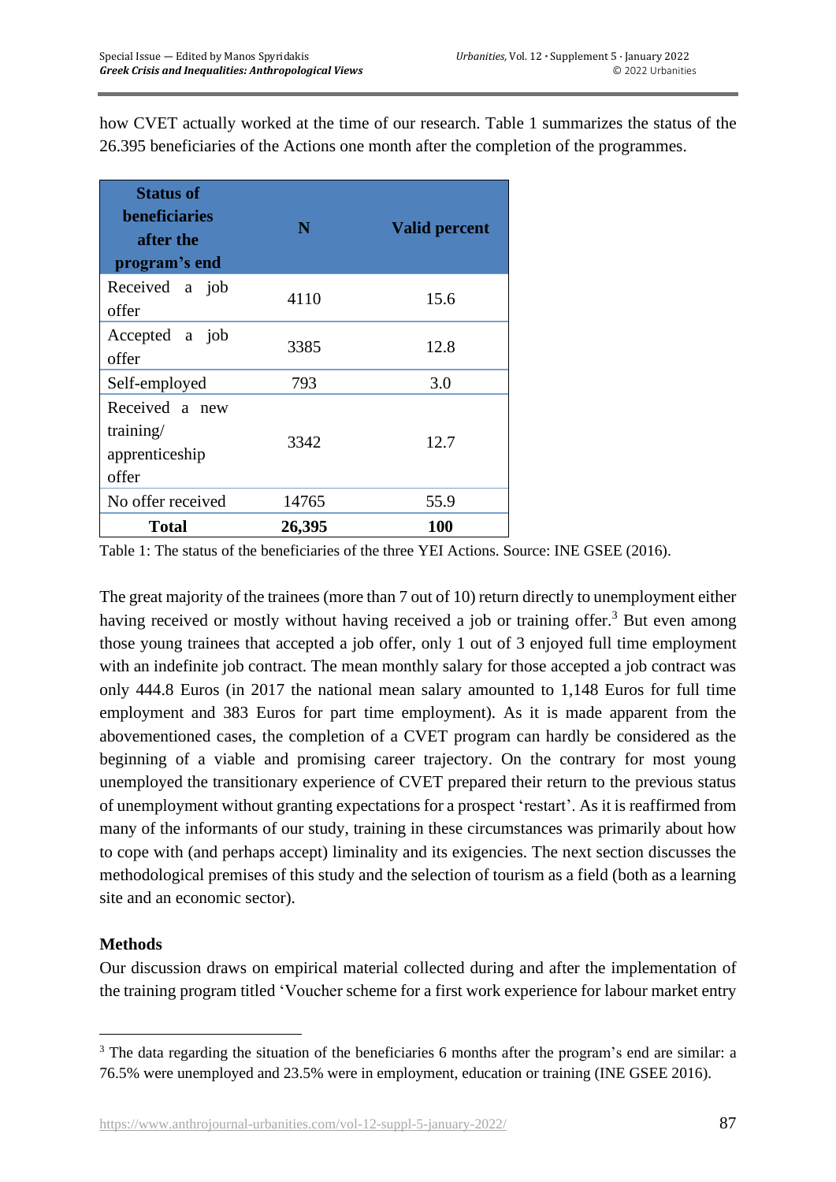how CVET actually worked at the time of our research. Table 1 summarizes the status of the 26.395 beneficiaries of the Actions one month after the completion of the programmes.

| Status of beneficiaries after the program's end | N | Valid percent |
|---|---|---|
| Received a job offer | 4110 | 15.6 |
| Accepted a job offer | 3385 | 12.8 |
| Self-employed | 793 | 3.0 |
| Received a new training/ apprenticeship offer | 3342 | 12.7 |
| No offer received | 14765 | 55.9 |
| **Total** | **26,395** | **100** |

Table 1: The status of the beneficiaries of the three YEI Actions. Source: INE GSEE (2016).

The great majority of the trainees (more than 7 out of 10) return directly to unemployment either having received or mostly without having received a job or training offer.[3] But even among those young trainees that accepted a job offer, only 1 out of 3 enjoyed full time employment with an indefinite job contract. The mean monthly salary for those accepted a job contract was only 444.8 Euros (in 2017 the national mean salary amounted to 1,148 Euros for full time employment and 383 Euros for part time employment). As it is made apparent from the abovementioned cases, the completion of a CVET program can hardly be considered as the beginning of a viable and promising career trajectory. On the contrary for most young unemployed the transitionary experience of CVET prepared their return to the previous status of unemployment without granting expectations for a prospect 'restart'. As it is reaffirmed from many of the informants of our study, training in these circumstances was primarily about how to cope with (and perhaps accept) liminality and its exigencies. The next section discusses the methodological premises of this study and the selection of tourism as a field (both as a learning site and an economic sector).

## Methods

Our discussion draws on empirical material collected during and after the implementation of the training program titled 'Voucher scheme for a first work experience for labour market entry

[3] The data regarding the situation of the beneficiaries 6 months after the program's end are similar: a 76.5% were unemployed and 23.5% were in employment, education or training (INE GSEE 2016).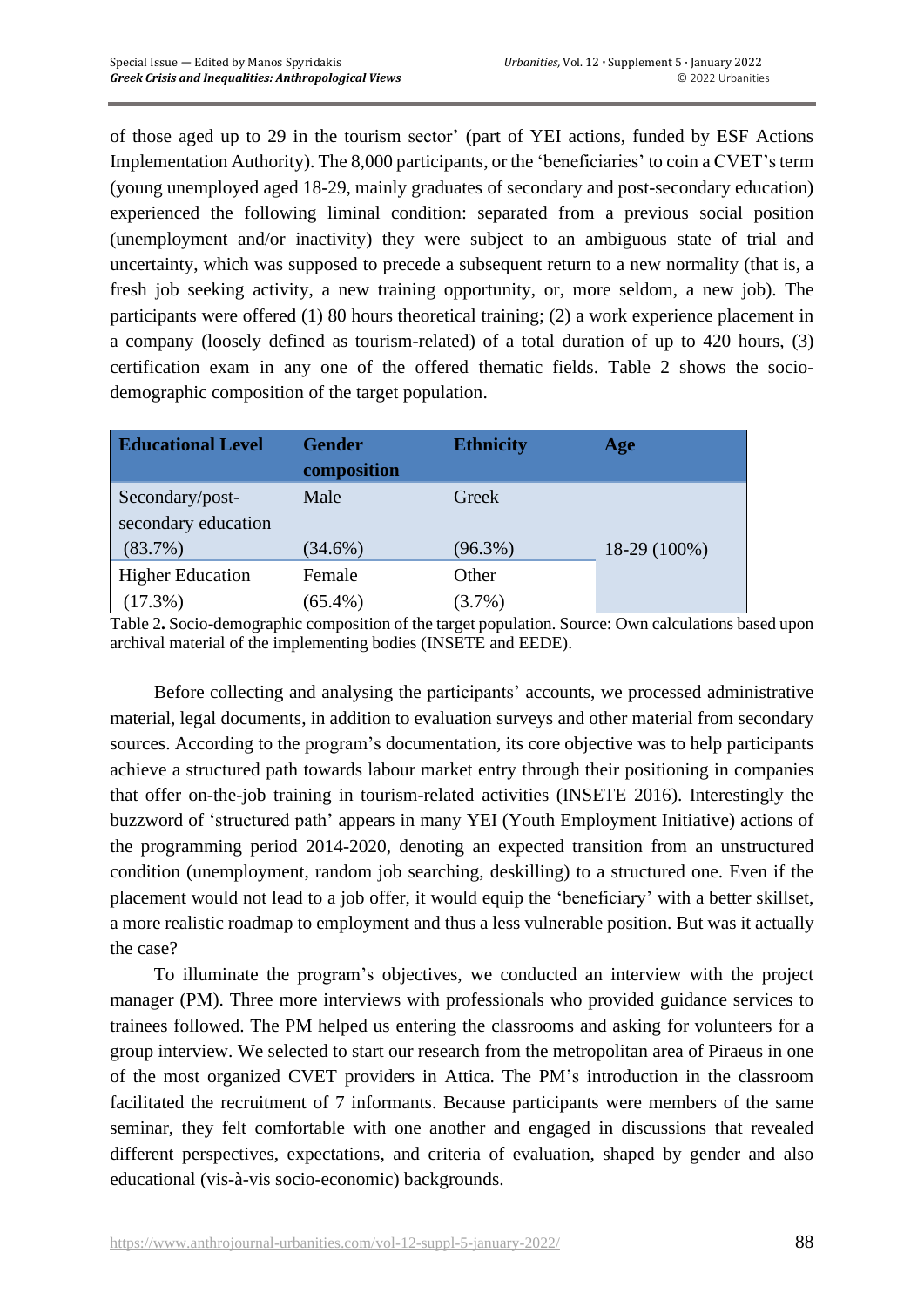of those aged up to 29 in the tourism sector' (part of YEI actions, funded by ESF Actions Implementation Authority). The 8,000 participants, or the 'beneficiaries' to coin a CVET's term (young unemployed aged 18-29, mainly graduates of secondary and post-secondary education) experienced the following liminal condition: separated from a previous social position (unemployment and/or inactivity) they were subject to an ambiguous state of trial and uncertainty, which was supposed to precede a subsequent return to a new normality (that is, a fresh job seeking activity, a new training opportunity, or, more seldom, a new job). The participants were offered (1) 80 hours theoretical training; (2) a work experience placement in a company (loosely defined as tourism-related) of a total duration of up to 420 hours, (3) certification exam in any one of the offered thematic fields. Table 2 shows the socio-demographic composition of the target population.

| Educational Level | Gender composition | Ethnicity | Age |
|---|---|---|---|
| Secondary/post-secondary education (83.7%) | Male (34.6%) | Greek (96.3%) | 18-29 (100%) |
| Higher Education (17.3%) | Female (65.4%) | Other (3.7%) | |

Table 2. Socio-demographic composition of the target population. Source: Own calculations based upon archival material of the implementing bodies (INSETE and EEDE).

Before collecting and analysing the participants' accounts, we processed administrative material, legal documents, in addition to evaluation surveys and other material from secondary sources. According to the program's documentation, its core objective was to help participants achieve a structured path towards labour market entry through their positioning in companies that offer on-the-job training in tourism-related activities (INSETE 2016). Interestingly the buzzword of 'structured path' appears in many YEI (Youth Employment Initiative) actions of the programming period 2014-2020, denoting an expected transition from an unstructured condition (unemployment, random job searching, deskilling) to a structured one. Even if the placement would not lead to a job offer, it would equip the 'beneficiary' with a better skillset, a more realistic roadmap to employment and thus a less vulnerable position. But was it actually the case?

To illuminate the program's objectives, we conducted an interview with the project manager (PM). Three more interviews with professionals who provided guidance services to trainees followed. The PM helped us entering the classrooms and asking for volunteers for a group interview. We selected to start our research from the metropolitan area of Piraeus in one of the most organized CVET providers in Attica. The PM's introduction in the classroom facilitated the recruitment of 7 informants. Because participants were members of the same seminar, they felt comfortable with one another and engaged in discussions that revealed different perspectives, expectations, and criteria of evaluation, shaped by gender and also educational (vis-à-vis socio-economic) backgrounds.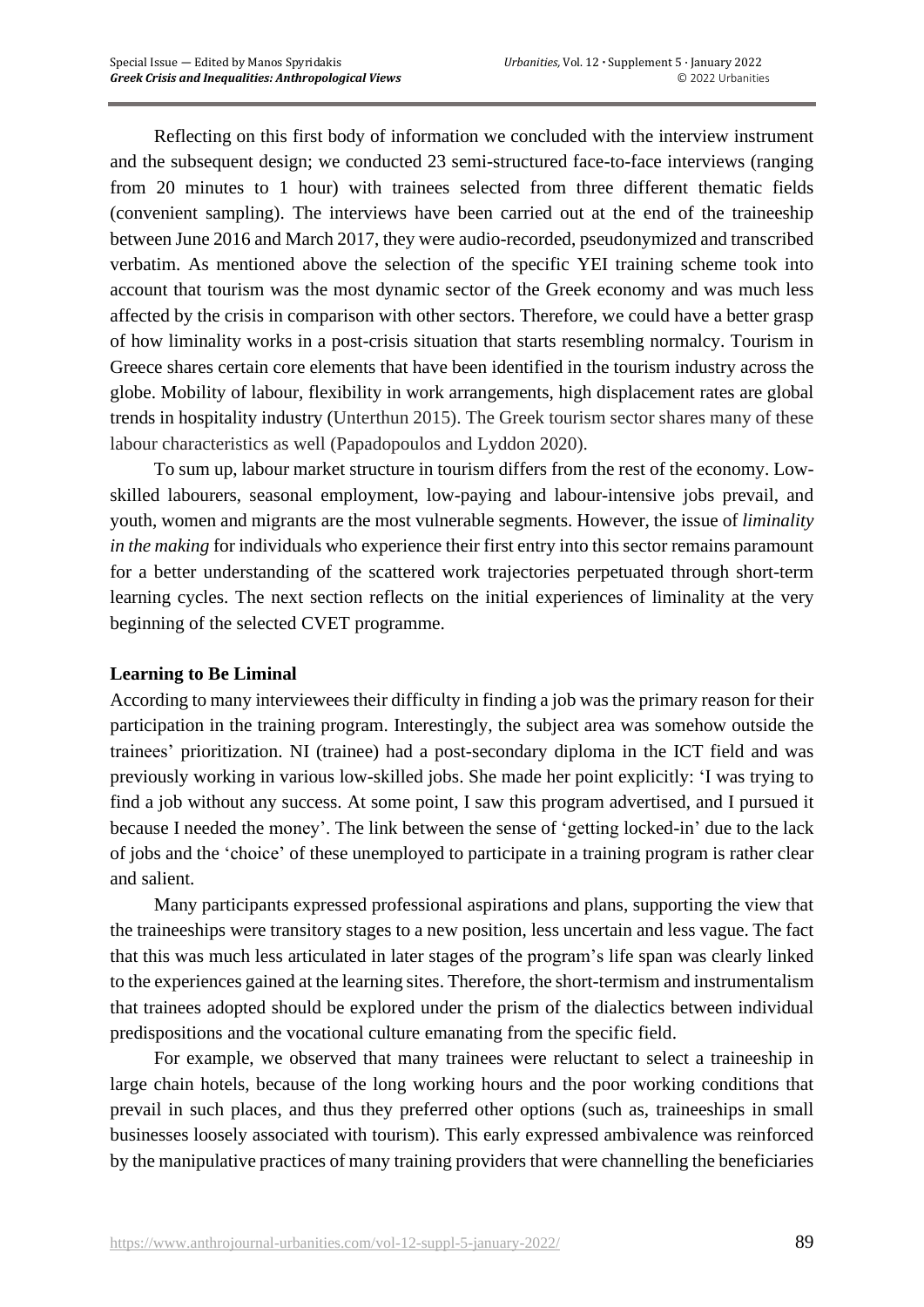Reflecting on this first body of information we concluded with the interview instrument and the subsequent design; we conducted 23 semi-structured face-to-face interviews (ranging from 20 minutes to 1 hour) with trainees selected from three different thematic fields (convenient sampling). The interviews have been carried out at the end of the traineeship between June 2016 and March 2017, they were audio-recorded, pseudonymized and transcribed verbatim. As mentioned above the selection of the specific YEI training scheme took into account that tourism was the most dynamic sector of the Greek economy and was much less affected by the crisis in comparison with other sectors. Therefore, we could have a better grasp of how liminality works in a post-crisis situation that starts resembling normalcy. Tourism in Greece shares certain core elements that have been identified in the tourism industry across the globe. Mobility of labour, flexibility in work arrangements, high displacement rates are global trends in hospitality industry (Unterthun 2015). The Greek tourism sector shares many of these labour characteristics as well (Papadopoulos and Lyddon 2020).

To sum up, labour market structure in tourism differs from the rest of the economy. Low-skilled labourers, seasonal employment, low-paying and labour-intensive jobs prevail, and youth, women and migrants are the most vulnerable segments. However, the issue of *liminality in the making* for individuals who experience their first entry into this sector remains paramount for a better understanding of the scattered work trajectories perpetuated through short-term learning cycles. The next section reflects on the initial experiences of liminality at the very beginning of the selected CVET programme.

## Learning to Be Liminal

According to many interviewees their difficulty in finding a job was the primary reason for their participation in the training program. Interestingly, the subject area was somehow outside the trainees' prioritization. NI (trainee) had a post-secondary diploma in the ICT field and was previously working in various low-skilled jobs. She made her point explicitly: 'I was trying to find a job without any success. At some point, I saw this program advertised, and I pursued it because I needed the money'. The link between the sense of 'getting locked-in' due to the lack of jobs and the 'choice' of these unemployed to participate in a training program is rather clear and salient.

Many participants expressed professional aspirations and plans, supporting the view that the traineeships were transitory stages to a new position, less uncertain and less vague. The fact that this was much less articulated in later stages of the program's life span was clearly linked to the experiences gained at the learning sites. Therefore, the short-termism and instrumentalism that trainees adopted should be explored under the prism of the dialectics between individual predispositions and the vocational culture emanating from the specific field.

For example, we observed that many trainees were reluctant to select a traineeship in large chain hotels, because of the long working hours and the poor working conditions that prevail in such places, and thus they preferred other options (such as, traineeships in small businesses loosely associated with tourism). This early expressed ambivalence was reinforced by the manipulative practices of many training providers that were channelling the beneficiaries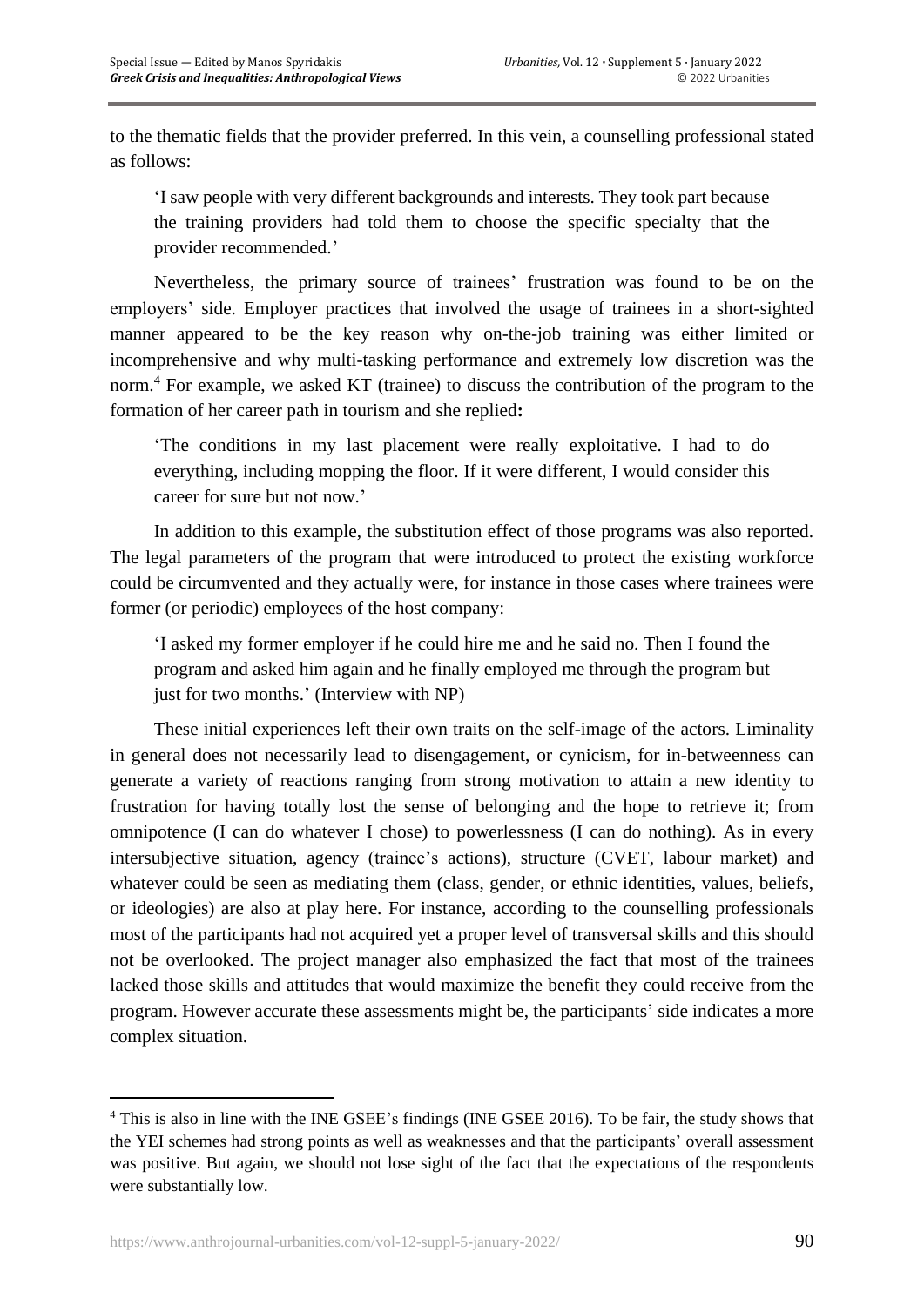to the thematic fields that the provider preferred. In this vein, a counselling professional stated as follows:

> 'I saw people with very different backgrounds and interests. They took part because the training providers had told them to choose the specific specialty that the provider recommended.'

Nevertheless, the primary source of trainees' frustration was found to be on the employers' side. Employer practices that involved the usage of trainees in a short-sighted manner appeared to be the key reason why on-the-job training was either limited or incomprehensive and why multi-tasking performance and extremely low discretion was the norm.[4] For example, we asked KT (trainee) to discuss the contribution of the program to the formation of her career path in tourism and she replied**:**

> 'The conditions in my last placement were really exploitative. I had to do everything, including mopping the floor. If it were different, I would consider this career for sure but not now.'

In addition to this example, the substitution effect of those programs was also reported. The legal parameters of the program that were introduced to protect the existing workforce could be circumvented and they actually were, for instance in those cases where trainees were former (or periodic) employees of the host company:

> 'I asked my former employer if he could hire me and he said no. Then I found the program and asked him again and he finally employed me through the program but just for two months.' (Interview with NP)

These initial experiences left their own traits on the self-image of the actors. Liminality in general does not necessarily lead to disengagement, or cynicism, for in-betweenness can generate a variety of reactions ranging from strong motivation to attain a new identity to frustration for having totally lost the sense of belonging and the hope to retrieve it; from omnipotence (I can do whatever I chose) to powerlessness (I can do nothing). As in every intersubjective situation, agency (trainee's actions), structure (CVET, labour market) and whatever could be seen as mediating them (class, gender, or ethnic identities, values, beliefs, or ideologies) are also at play here. For instance, according to the counselling professionals most of the participants had not acquired yet a proper level of transversal skills and this should not be overlooked. The project manager also emphasized the fact that most of the trainees lacked those skills and attitudes that would maximize the benefit they could receive from the program. However accurate these assessments might be, the participants' side indicates a more complex situation.

---

[4] This is also in line with the INE GSEE's findings (INE GSEE 2016). To be fair, the study shows that the YEI schemes had strong points as well as weaknesses and that the participants' overall assessment was positive. But again, we should not lose sight of the fact that the expectations of the respondents were substantially low.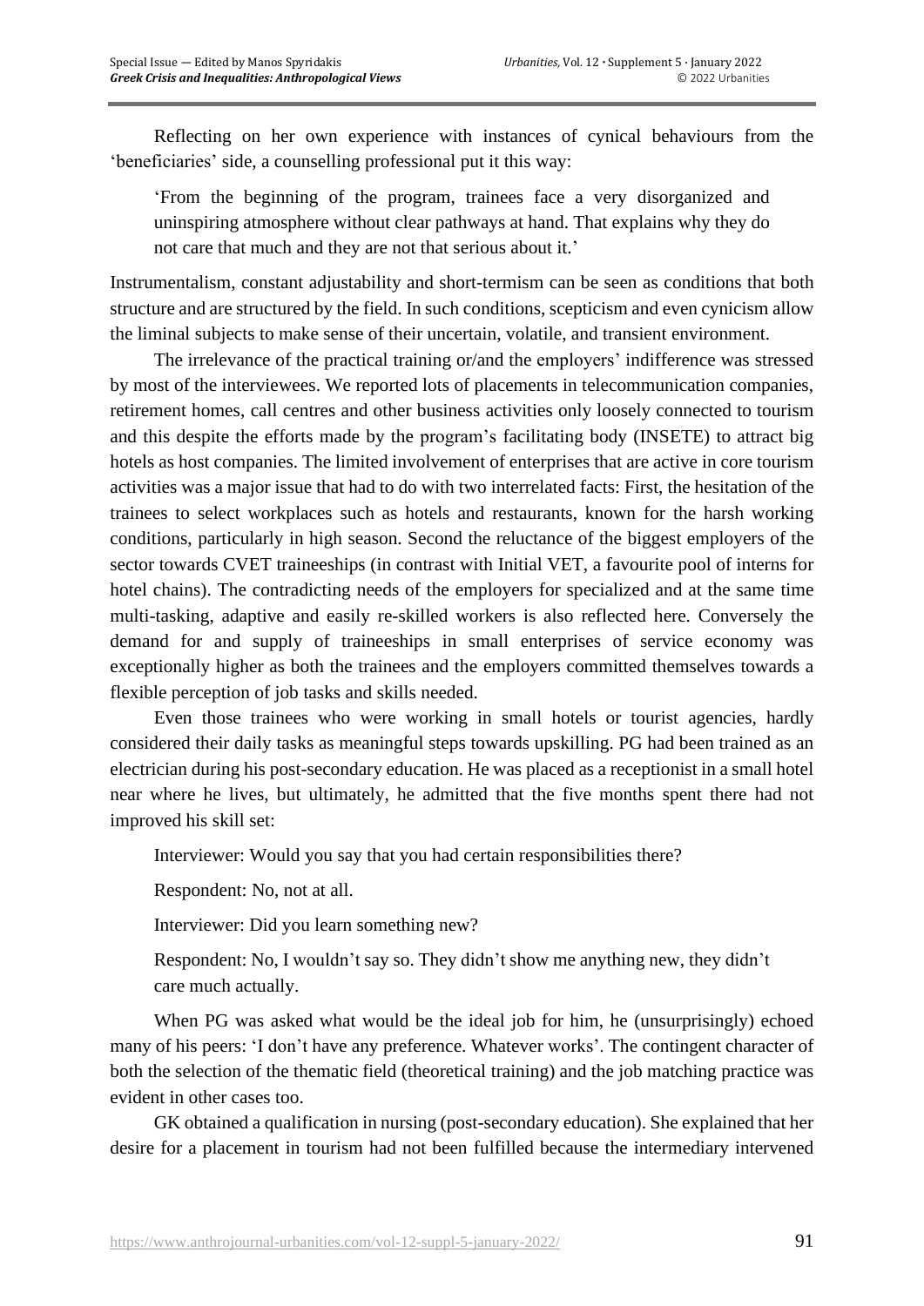Reflecting on her own experience with instances of cynical behaviours from the 'beneficiaries' side, a counselling professional put it this way:

> 'From the beginning of the program, trainees face a very disorganized and uninspiring atmosphere without clear pathways at hand. That explains why they do not care that much and they are not that serious about it.'

Instrumentalism, constant adjustability and short-termism can be seen as conditions that both structure and are structured by the field. In such conditions, scepticism and even cynicism allow the liminal subjects to make sense of their uncertain, volatile, and transient environment.

The irrelevance of the practical training or/and the employers' indifference was stressed by most of the interviewees. We reported lots of placements in telecommunication companies, retirement homes, call centres and other business activities only loosely connected to tourism and this despite the efforts made by the program's facilitating body (INSETE) to attract big hotels as host companies. The limited involvement of enterprises that are active in core tourism activities was a major issue that had to do with two interrelated facts: First, the hesitation of the trainees to select workplaces such as hotels and restaurants, known for the harsh working conditions, particularly in high season. Second the reluctance of the biggest employers of the sector towards CVET traineeships (in contrast with Initial VET, a favourite pool of interns for hotel chains). The contradicting needs of the employers for specialized and at the same time multi-tasking, adaptive and easily re-skilled workers is also reflected here. Conversely the demand for and supply of traineeships in small enterprises of service economy was exceptionally higher as both the trainees and the employers committed themselves towards a flexible perception of job tasks and skills needed.

Even those trainees who were working in small hotels or tourist agencies, hardly considered their daily tasks as meaningful steps towards upskilling. PG had been trained as an electrician during his post-secondary education. He was placed as a receptionist in a small hotel near where he lives, but ultimately, he admitted that the five months spent there had not improved his skill set:

> Interviewer: Would you say that you had certain responsibilities there?
>
> Respondent: No, not at all.
>
> Interviewer: Did you learn something new?
>
> Respondent: No, I wouldn't say so. They didn't show me anything new, they didn't care much actually.

When PG was asked what would be the ideal job for him, he (unsurprisingly) echoed many of his peers: 'I don't have any preference. Whatever works'. The contingent character of both the selection of the thematic field (theoretical training) and the job matching practice was evident in other cases too.

GK obtained a qualification in nursing (post-secondary education). She explained that her desire for a placement in tourism had not been fulfilled because the intermediary intervened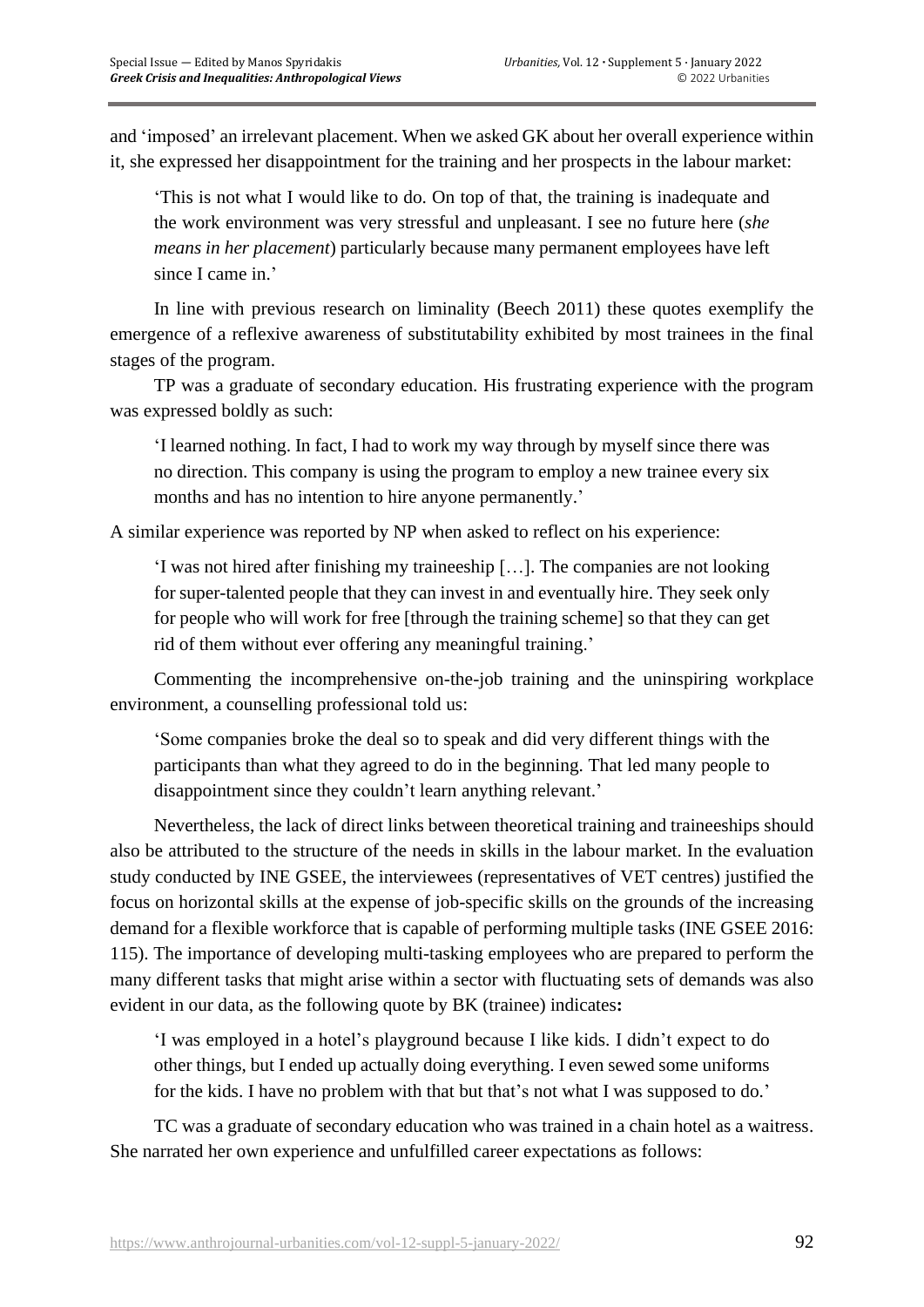and 'imposed' an irrelevant placement. When we asked GK about her overall experience within it, she expressed her disappointment for the training and her prospects in the labour market:

> 'This is not what I would like to do. On top of that, the training is inadequate and the work environment was very stressful and unpleasant. I see no future here (*she means in her placement*) particularly because many permanent employees have left since I came in.'

In line with previous research on liminality (Beech 2011) these quotes exemplify the emergence of a reflexive awareness of substitutability exhibited by most trainees in the final stages of the program.

TP was a graduate of secondary education. His frustrating experience with the program was expressed boldly as such:

> 'I learned nothing. In fact, I had to work my way through by myself since there was no direction. This company is using the program to employ a new trainee every six months and has no intention to hire anyone permanently.'

A similar experience was reported by NP when asked to reflect on his experience:

> 'I was not hired after finishing my traineeship […]. The companies are not looking for super-talented people that they can invest in and eventually hire. They seek only for people who will work for free [through the training scheme] so that they can get rid of them without ever offering any meaningful training.'

Commenting the incomprehensive on-the-job training and the uninspiring workplace environment, a counselling professional told us:

> 'Some companies broke the deal so to speak and did very different things with the participants than what they agreed to do in the beginning. That led many people to disappointment since they couldn't learn anything relevant.'

Nevertheless, the lack of direct links between theoretical training and traineeships should also be attributed to the structure of the needs in skills in the labour market. In the evaluation study conducted by INE GSEE, the interviewees (representatives of VET centres) justified the focus on horizontal skills at the expense of job-specific skills on the grounds of the increasing demand for a flexible workforce that is capable of performing multiple tasks (INE GSEE 2016: 115). The importance of developing multi-tasking employees who are prepared to perform the many different tasks that might arise within a sector with fluctuating sets of demands was also evident in our data, as the following quote by BK (trainee) indicates**:**

> 'I was employed in a hotel's playground because I like kids. I didn't expect to do other things, but I ended up actually doing everything. I even sewed some uniforms for the kids. I have no problem with that but that's not what I was supposed to do.'

TC was a graduate of secondary education who was trained in a chain hotel as a waitress. She narrated her own experience and unfulfilled career expectations as follows: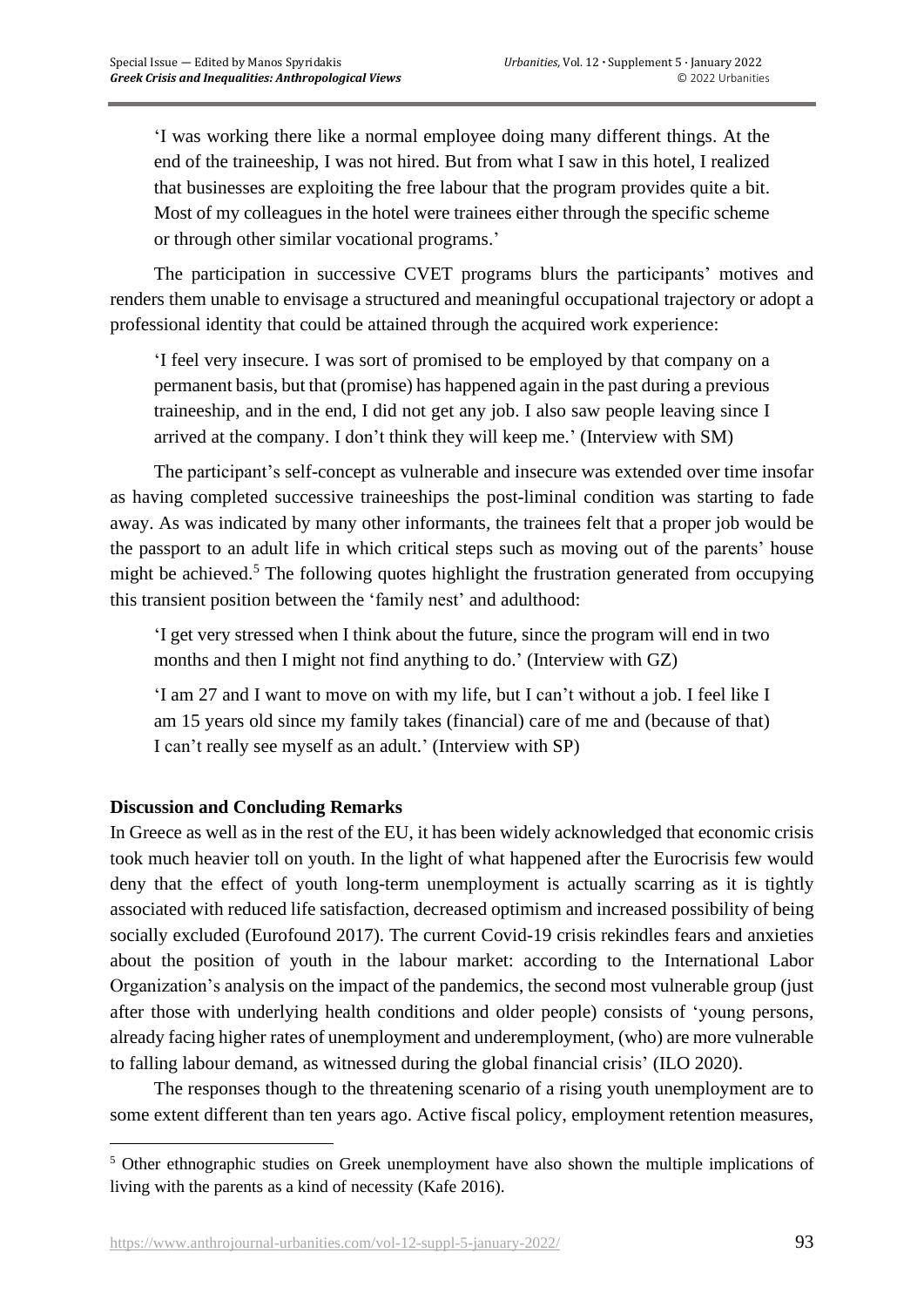> 'I was working there like a normal employee doing many different things. At the end of the traineeship, I was not hired. But from what I saw in this hotel, I realized that businesses are exploiting the free labour that the program provides quite a bit. Most of my colleagues in the hotel were trainees either through the specific scheme or through other similar vocational programs.'

The participation in successive CVET programs blurs the participants' motives and renders them unable to envisage a structured and meaningful occupational trajectory or adopt a professional identity that could be attained through the acquired work experience:

> 'I feel very insecure. I was sort of promised to be employed by that company on a permanent basis, but that (promise) has happened again in the past during a previous traineeship, and in the end, I did not get any job. I also saw people leaving since I arrived at the company. I don't think they will keep me.' (Interview with SM)

The participant's self-concept as vulnerable and insecure was extended over time insofar as having completed successive traineeships the post-liminal condition was starting to fade away. As was indicated by many other informants, the trainees felt that a proper job would be the passport to an adult life in which critical steps such as moving out of the parents' house might be achieved.[5] The following quotes highlight the frustration generated from occupying this transient position between the 'family nest' and adulthood:

> 'I get very stressed when I think about the future, since the program will end in two months and then I might not find anything to do.' (Interview with GZ)

> 'I am 27 and I want to move on with my life, but I can't without a job. I feel like I am 15 years old since my family takes (financial) care of me and (because of that) I can't really see myself as an adult.' (Interview with SP)

## Discussion and Concluding Remarks

In Greece as well as in the rest of the EU, it has been widely acknowledged that economic crisis took much heavier toll on youth. In the light of what happened after the Eurocrisis few would deny that the effect of youth long-term unemployment is actually scarring as it is tightly associated with reduced life satisfaction, decreased optimism and increased possibility of being socially excluded (Eurofound 2017). The current Covid-19 crisis rekindles fears and anxieties about the position of youth in the labour market: according to the International Labor Organization's analysis on the impact of the pandemics, the second most vulnerable group (just after those with underlying health conditions and older people) consists of 'young persons, already facing higher rates of unemployment and underemployment, (who) are more vulnerable to falling labour demand, as witnessed during the global financial crisis' (ILO 2020).

The responses though to the threatening scenario of a rising youth unemployment are to some extent different than ten years ago. Active fiscal policy, employment retention measures,

---

[5] Other ethnographic studies on Greek unemployment have also shown the multiple implications of living with the parents as a kind of necessity (Kafe 2016).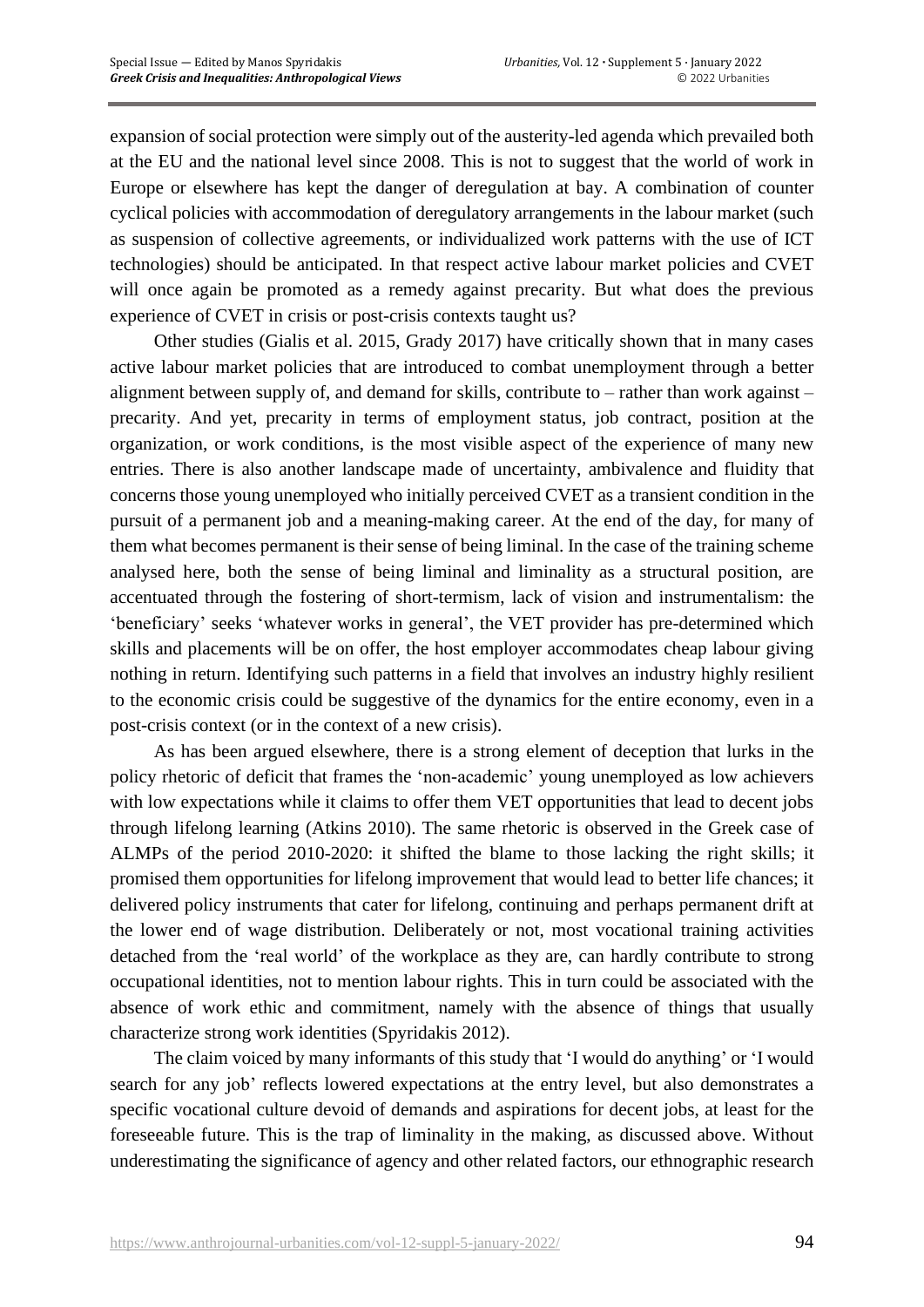expansion of social protection were simply out of the austerity-led agenda which prevailed both at the EU and the national level since 2008. This is not to suggest that the world of work in Europe or elsewhere has kept the danger of deregulation at bay. A combination of counter cyclical policies with accommodation of deregulatory arrangements in the labour market (such as suspension of collective agreements, or individualized work patterns with the use of ICT technologies) should be anticipated. In that respect active labour market policies and CVET will once again be promoted as a remedy against precarity. But what does the previous experience of CVET in crisis or post-crisis contexts taught us?

Other studies (Gialis et al. 2015, Grady 2017) have critically shown that in many cases active labour market policies that are introduced to combat unemployment through a better alignment between supply of, and demand for skills, contribute to – rather than work against – precarity. And yet, precarity in terms of employment status, job contract, position at the organization, or work conditions, is the most visible aspect of the experience of many new entries. There is also another landscape made of uncertainty, ambivalence and fluidity that concerns those young unemployed who initially perceived CVET as a transient condition in the pursuit of a permanent job and a meaning-making career. At the end of the day, for many of them what becomes permanent is their sense of being liminal. In the case of the training scheme analysed here, both the sense of being liminal and liminality as a structural position, are accentuated through the fostering of short-termism, lack of vision and instrumentalism: the 'beneficiary' seeks 'whatever works in general', the VET provider has pre-determined which skills and placements will be on offer, the host employer accommodates cheap labour giving nothing in return. Identifying such patterns in a field that involves an industry highly resilient to the economic crisis could be suggestive of the dynamics for the entire economy, even in a post-crisis context (or in the context of a new crisis).

As has been argued elsewhere, there is a strong element of deception that lurks in the policy rhetoric of deficit that frames the 'non-academic' young unemployed as low achievers with low expectations while it claims to offer them VET opportunities that lead to decent jobs through lifelong learning (Atkins 2010). The same rhetoric is observed in the Greek case of ALMPs of the period 2010-2020: it shifted the blame to those lacking the right skills; it promised them opportunities for lifelong improvement that would lead to better life chances; it delivered policy instruments that cater for lifelong, continuing and perhaps permanent drift at the lower end of wage distribution. Deliberately or not, most vocational training activities detached from the 'real world' of the workplace as they are, can hardly contribute to strong occupational identities, not to mention labour rights. This in turn could be associated with the absence of work ethic and commitment, namely with the absence of things that usually characterize strong work identities (Spyridakis 2012).

The claim voiced by many informants of this study that 'I would do anything' or 'I would search for any job' reflects lowered expectations at the entry level, but also demonstrates a specific vocational culture devoid of demands and aspirations for decent jobs, at least for the foreseeable future. This is the trap of liminality in the making, as discussed above. Without underestimating the significance of agency and other related factors, our ethnographic research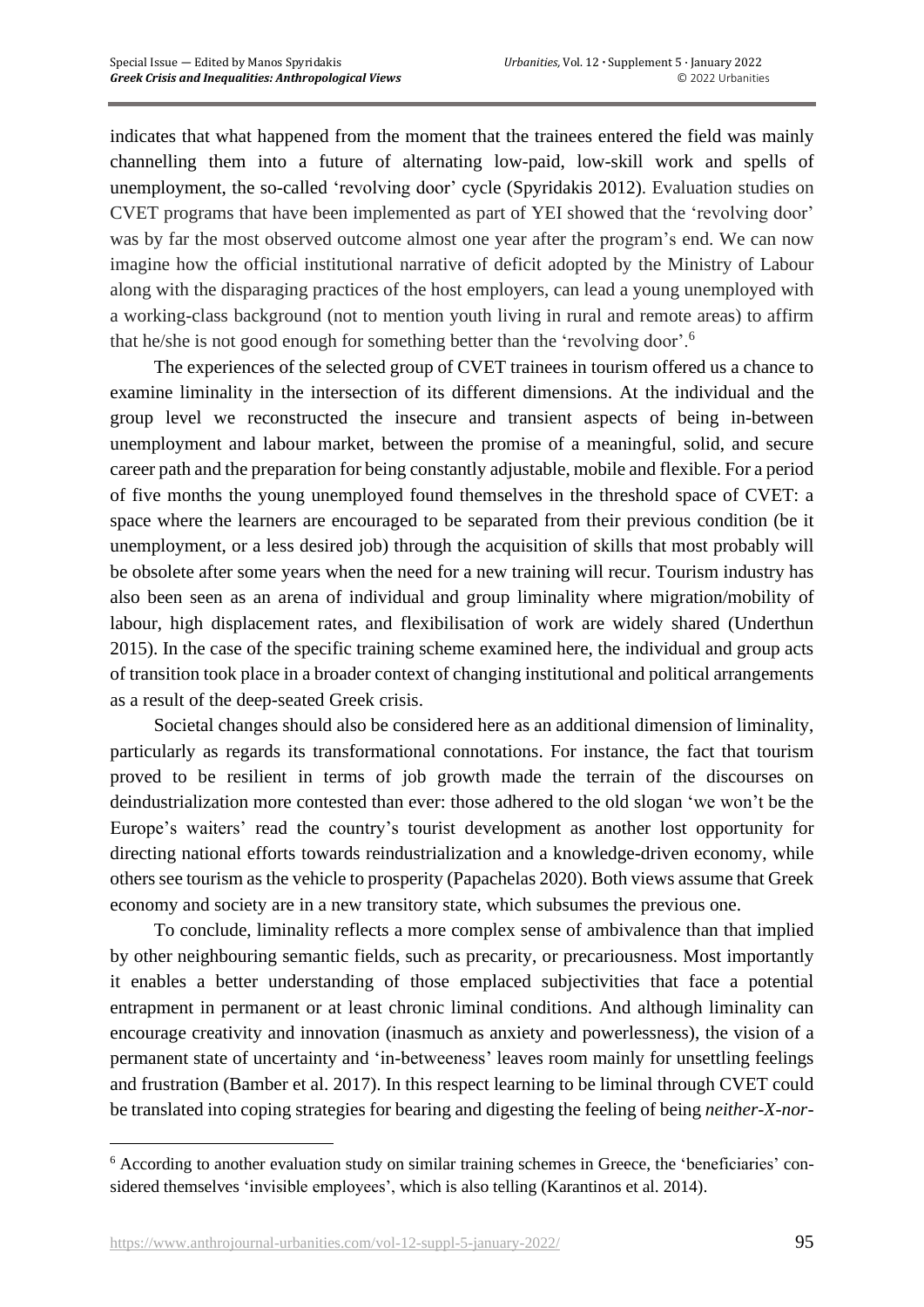indicates that what happened from the moment that the trainees entered the field was mainly channelling them into a future of alternating low-paid, low-skill work and spells of unemployment, the so-called 'revolving door' cycle (Spyridakis 2012). Evaluation studies on CVET programs that have been implemented as part of YEI showed that the 'revolving door' was by far the most observed outcome almost one year after the program's end. We can now imagine how the official institutional narrative of deficit adopted by the Ministry of Labour along with the disparaging practices of the host employers, can lead a young unemployed with a working-class background (not to mention youth living in rural and remote areas) to affirm that he/she is not good enough for something better than the 'revolving door'.[6]

The experiences of the selected group of CVET trainees in tourism offered us a chance to examine liminality in the intersection of its different dimensions. At the individual and the group level we reconstructed the insecure and transient aspects of being in-between unemployment and labour market, between the promise of a meaningful, solid, and secure career path and the preparation for being constantly adjustable, mobile and flexible. For a period of five months the young unemployed found themselves in the threshold space of CVET: a space where the learners are encouraged to be separated from their previous condition (be it unemployment, or a less desired job) through the acquisition of skills that most probably will be obsolete after some years when the need for a new training will recur. Tourism industry has also been seen as an arena of individual and group liminality where migration/mobility of labour, high displacement rates, and flexibilisation of work are widely shared (Underthun 2015). In the case of the specific training scheme examined here, the individual and group acts of transition took place in a broader context of changing institutional and political arrangements as a result of the deep-seated Greek crisis.

Societal changes should also be considered here as an additional dimension of liminality, particularly as regards its transformational connotations. For instance, the fact that tourism proved to be resilient in terms of job growth made the terrain of the discourses on deindustrialization more contested than ever: those adhered to the old slogan 'we won't be the Europe's waiters' read the country's tourist development as another lost opportunity for directing national efforts towards reindustrialization and a knowledge-driven economy, while others see tourism as the vehicle to prosperity (Papachelas 2020). Both views assume that Greek economy and society are in a new transitory state, which subsumes the previous one.

To conclude, liminality reflects a more complex sense of ambivalence than that implied by other neighbouring semantic fields, such as precarity, or precariousness. Most importantly it enables a better understanding of those emplaced subjectivities that face a potential entrapment in permanent or at least chronic liminal conditions. And although liminality can encourage creativity and innovation (inasmuch as anxiety and powerlessness), the vision of a permanent state of uncertainty and 'in-betweeness' leaves room mainly for unsettling feelings and frustration (Bamber et al. 2017). In this respect learning to be liminal through CVET could be translated into coping strategies for bearing and digesting the feeling of being *neither-X-nor-*

---

[6] According to another evaluation study on similar training schemes in Greece, the 'beneficiaries' considered themselves 'invisible employees', which is also telling (Karantinos et al. 2014).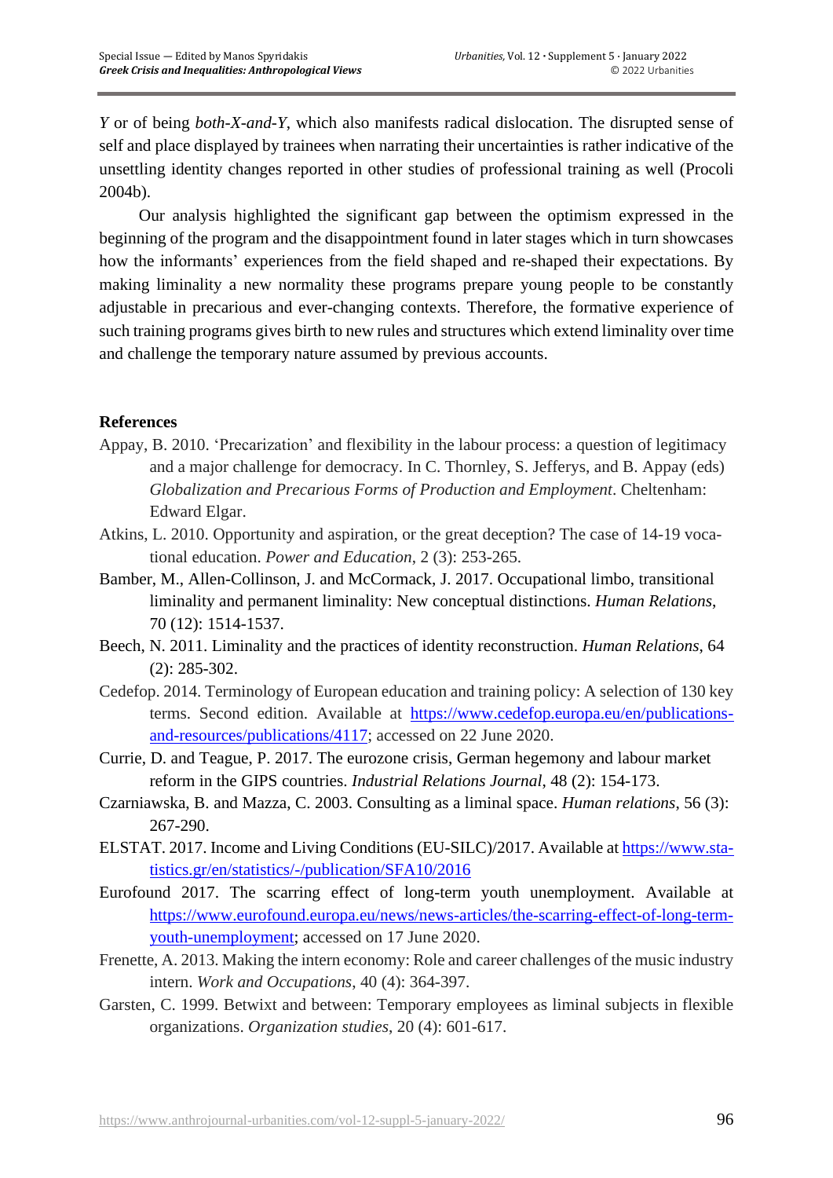*Y* or of being *both-X-and-Y*, which also manifests radical dislocation. The disrupted sense of self and place displayed by trainees when narrating their uncertainties is rather indicative of the unsettling identity changes reported in other studies of professional training as well (Procoli 2004b).

Our analysis highlighted the significant gap between the optimism expressed in the beginning of the program and the disappointment found in later stages which in turn showcases how the informants' experiences from the field shaped and re-shaped their expectations. By making liminality a new normality these programs prepare young people to be constantly adjustable in precarious and ever-changing contexts. Therefore, the formative experience of such training programs gives birth to new rules and structures which extend liminality over time and challenge the temporary nature assumed by previous accounts.

**References**

Appay, B. 2010. 'Precarization' and flexibility in the labour process: a question of legitimacy and a major challenge for democracy. In C. Thornley, S. Jefferys, and B. Appay (eds) *Globalization and Precarious Forms of Production and Employment*. Cheltenham: Edward Elgar.

Atkins, L. 2010. Opportunity and aspiration, or the great deception? The case of 14-19 vocational education. *Power and Education*, 2 (3): 253-265.

Bamber, M., Allen-Collinson, J. and McCormack, J. 2017. Occupational limbo, transitional liminality and permanent liminality: New conceptual distinctions. *Human Relations*, 70 (12): 1514-1537.

Beech, N. 2011. Liminality and the practices of identity reconstruction. *Human Relations*, 64 (2): 285-302.

Cedefop. 2014. Terminology of European education and training policy: A selection of 130 key terms. Second edition. Available at https://www.cedefop.europa.eu/en/publications-and-resources/publications/4117; accessed on 22 June 2020.

Currie, D. and Teague, P. 2017. The eurozone crisis, German hegemony and labour market reform in the GIPS countries. *Industrial Relations Journal*, 48 (2): 154-173.

Czarniawska, B. and Mazza, C. 2003. Consulting as a liminal space. *Human relations*, 56 (3): 267-290.

ELSTAT. 2017. Income and Living Conditions (EU-SILC)/2017. Available at https://www.statistics.gr/en/statistics/-/publication/SFA10/2016

Eurofound 2017. The scarring effect of long-term youth unemployment. Available at https://www.eurofound.europa.eu/news/news-articles/the-scarring-effect-of-long-term-youth-unemployment; accessed on 17 June 2020.

Frenette, A. 2013. Making the intern economy: Role and career challenges of the music industry intern. *Work and Occupations*, 40 (4): 364-397.

Garsten, C. 1999. Betwixt and between: Temporary employees as liminal subjects in flexible organizations. *Organization studies*, 20 (4): 601-617.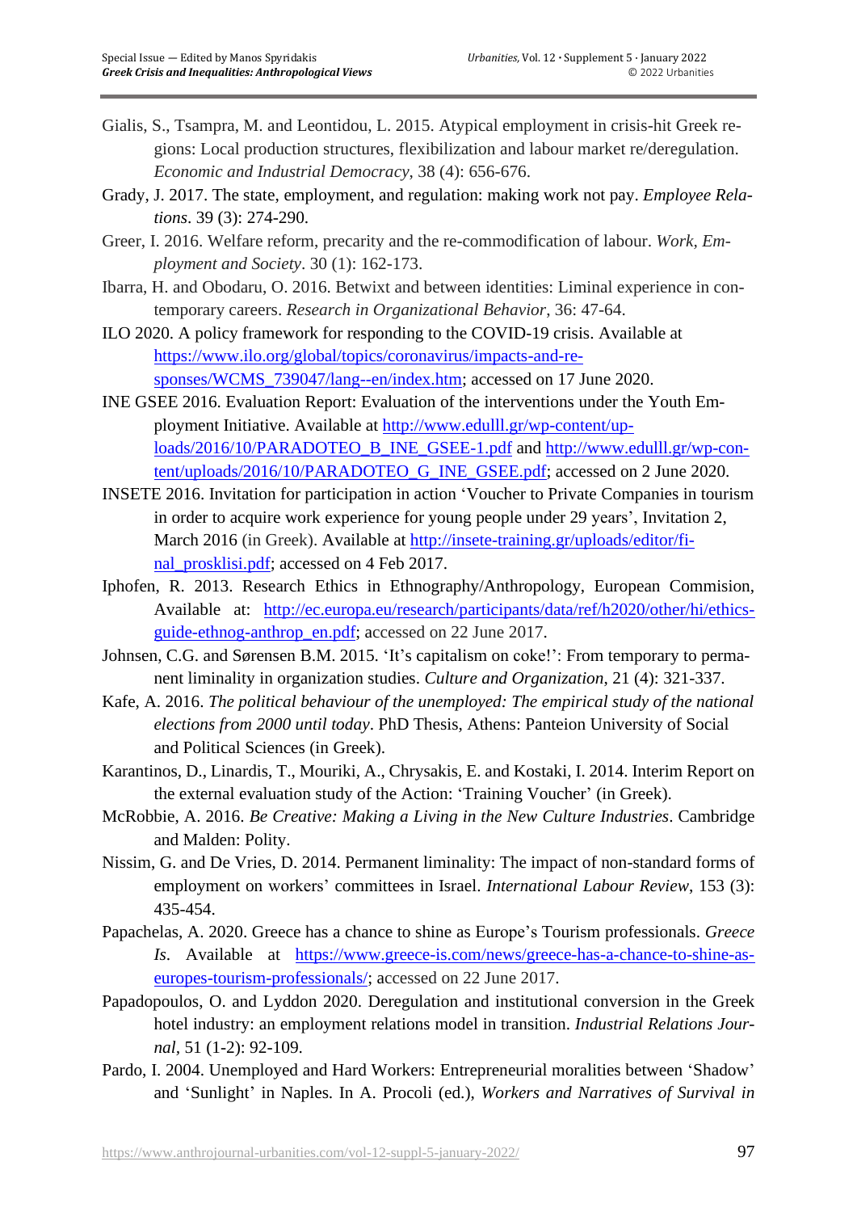Gialis, S., Tsampra, M. and Leontidou, L. 2015. Atypical employment in crisis-hit Greek regions: Local production structures, flexibilization and labour market re/deregulation. *Economic and Industrial Democracy*, 38 (4): 656-676.

Grady, J. 2017. The state, employment, and regulation: making work not pay. *Employee Relations*. 39 (3): 274-290.

Greer, I. 2016. Welfare reform, precarity and the re-commodification of labour. *Work, Employment and Society*. 30 (1): 162-173.

Ibarra, H. and Obodaru, O. 2016. Betwixt and between identities: Liminal experience in contemporary careers. *Research in Organizational Behavior*, 36: 47-64.

ILO 2020. A policy framework for responding to the COVID-19 crisis. Available at https://www.ilo.org/global/topics/coronavirus/impacts-and-responses/WCMS_739047/lang--en/index.htm; accessed on 17 June 2020.

INE GSEE 2016. Evaluation Report: Evaluation of the interventions under the Youth Employment Initiative. Available at http://www.edulll.gr/wp-content/uploads/2016/10/PARADOTEO_B_INE_GSEE-1.pdf and http://www.edulll.gr/wp-content/uploads/2016/10/PARADOTEO_G_INE_GSEE.pdf; accessed on 2 June 2020.

INSETE 2016. Invitation for participation in action 'Voucher to Private Companies in tourism in order to acquire work experience for young people under 29 years', Invitation 2, March 2016 (in Greek). Available at http://insete-training.gr/uploads/editor/final_prosklisi.pdf; accessed on 4 Feb 2017.

Iphofen, R. 2013. Research Ethics in Ethnography/Anthropology, European Commision, Available at: http://ec.europa.eu/research/participants/data/ref/h2020/other/hi/ethics-guide-ethnog-anthrop_en.pdf; accessed on 22 June 2017.

Johnsen, C.G. and Sørensen B.M. 2015. 'It's capitalism on coke!': From temporary to permanent liminality in organization studies. *Culture and Organization*, 21 (4): 321-337.

Kafe, A. 2016. *The political behaviour of the unemployed: The empirical study of the national elections from 2000 until today*. PhD Thesis, Athens: Panteion University of Social and Political Sciences (in Greek).

Karantinos, D., Linardis, T., Mouriki, A., Chrysakis, E. and Kostaki, I. 2014. Interim Report on the external evaluation study of the Action: 'Training Voucher' (in Greek).

McRobbie, A. 2016. *Be Creative: Making a Living in the New Culture Industries*. Cambridge and Malden: Polity.

Nissim, G. and De Vries, D. 2014. Permanent liminality: The impact of non-standard forms of employment on workers' committees in Israel. *International Labour Review*, 153 (3): 435-454.

Papachelas, A. 2020. Greece has a chance to shine as Europe's Tourism professionals. *Greece Is*. Available at https://www.greece-is.com/news/greece-has-a-chance-to-shine-as-europes-tourism-professionals/; accessed on 22 June 2017.

Papadopoulos, O. and Lyddon 2020. Deregulation and institutional conversion in the Greek hotel industry: an employment relations model in transition. *Industrial Relations Journal*, 51 (1-2): 92-109.

Pardo, I. 2004. Unemployed and Hard Workers: Entrepreneurial moralities between 'Shadow' and 'Sunlight' in Naples. In A. Procoli (ed.), *Workers and Narratives of Survival in*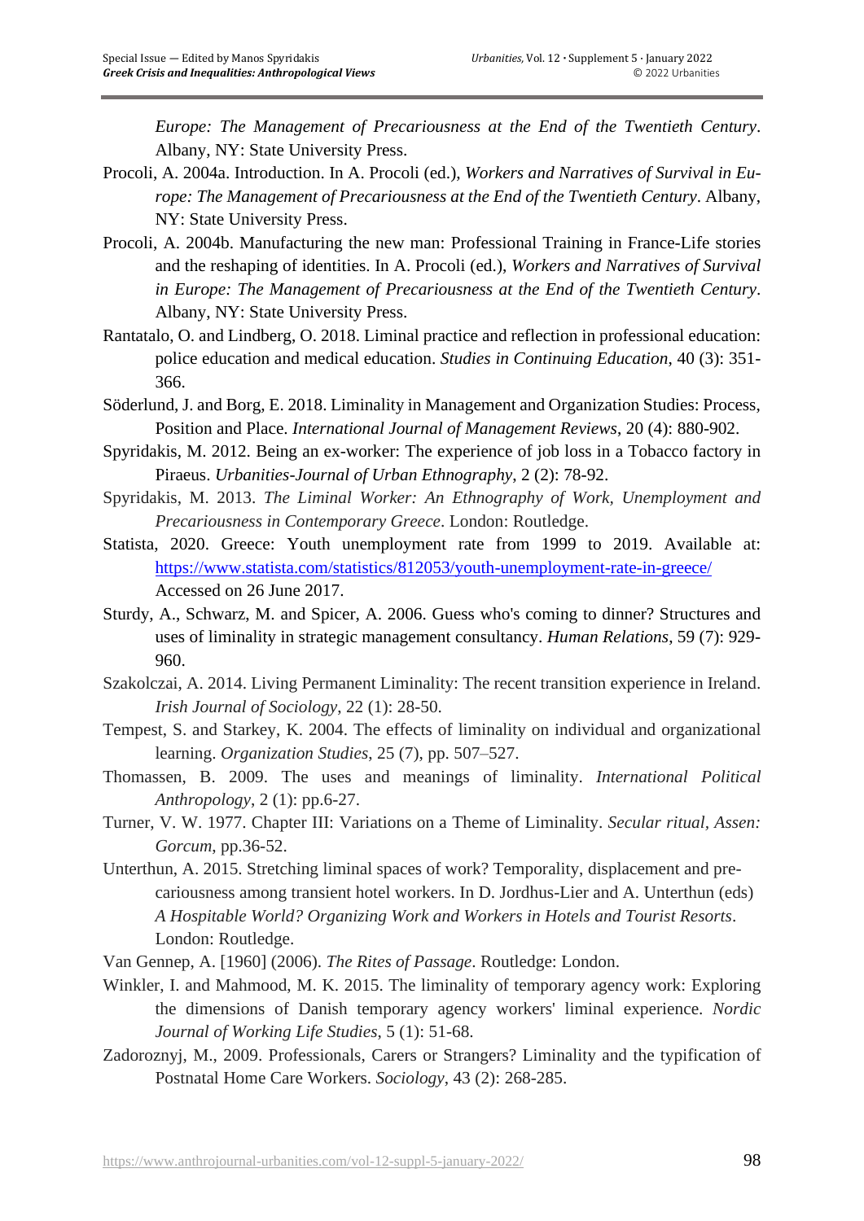*Europe: The Management of Precariousness at the End of the Twentieth Century*. Albany, NY: State University Press.

Procoli, A. 2004a. Introduction. In A. Procoli (ed.), *Workers and Narratives of Survival in Europe: The Management of Precariousness at the End of the Twentieth Century*. Albany, NY: State University Press.

Procoli, A. 2004b. Manufacturing the new man: Professional Training in France-Life stories and the reshaping of identities. In A. Procoli (ed.), *Workers and Narratives of Survival in Europe: The Management of Precariousness at the End of the Twentieth Century*. Albany, NY: State University Press.

Rantatalo, O. and Lindberg, O. 2018. Liminal practice and reflection in professional education: police education and medical education. *Studies in Continuing Education*, 40 (3): 351-366.

Söderlund, J. and Borg, E. 2018. Liminality in Management and Organization Studies: Process, Position and Place. *International Journal of Management Reviews*, 20 (4): 880-902.

Spyridakis, M. 2012. Being an ex-worker: The experience of job loss in a Tobacco factory in Piraeus. *Urbanities-Journal of Urban Ethnography*, 2 (2): 78-92.

Spyridakis, M. 2013. *The Liminal Worker: An Ethnography of Work, Unemployment and Precariousness in Contemporary Greece*. London: Routledge.

Statista, 2020. Greece: Youth unemployment rate from 1999 to 2019. Available at: https://www.statista.com/statistics/812053/youth-unemployment-rate-in-greece/ Accessed on 26 June 2017.

Sturdy, A., Schwarz, M. and Spicer, A. 2006. Guess who's coming to dinner? Structures and uses of liminality in strategic management consultancy. *Human Relations*, 59 (7): 929-960.

Szakolczai, A. 2014. Living Permanent Liminality: The recent transition experience in Ireland. *Irish Journal of Sociology*, 22 (1): 28-50.

Tempest, S. and Starkey, K. 2004. The effects of liminality on individual and organizational learning. *Organization Studies*, 25 (7), pp. 507–527.

Thomassen, B. 2009. The uses and meanings of liminality. *International Political Anthropology*, 2 (1): pp.6-27.

Turner, V. W. 1977. Chapter III: Variations on a Theme of Liminality. *Secular ritual*, *Assen: Gorcum*, pp.36-52.

Unterthun, A. 2015. Stretching liminal spaces of work? Temporality, displacement and precariousness among transient hotel workers. In D. Jordhus-Lier and A. Unterthun (eds) *A Hospitable World? Organizing Work and Workers in Hotels and Tourist Resorts*. London: Routledge.

Van Gennep, A. [1960] (2006). *The Rites of Passage*. Routledge: London.

Winkler, I. and Mahmood, M. K. 2015. The liminality of temporary agency work: Exploring the dimensions of Danish temporary agency workers' liminal experience. *Nordic Journal of Working Life Studies*, 5 (1): 51-68.

Zadoroznyj, M., 2009. Professionals, Carers or Strangers? Liminality and the typification of Postnatal Home Care Workers. *Sociology*, 43 (2): 268-285.